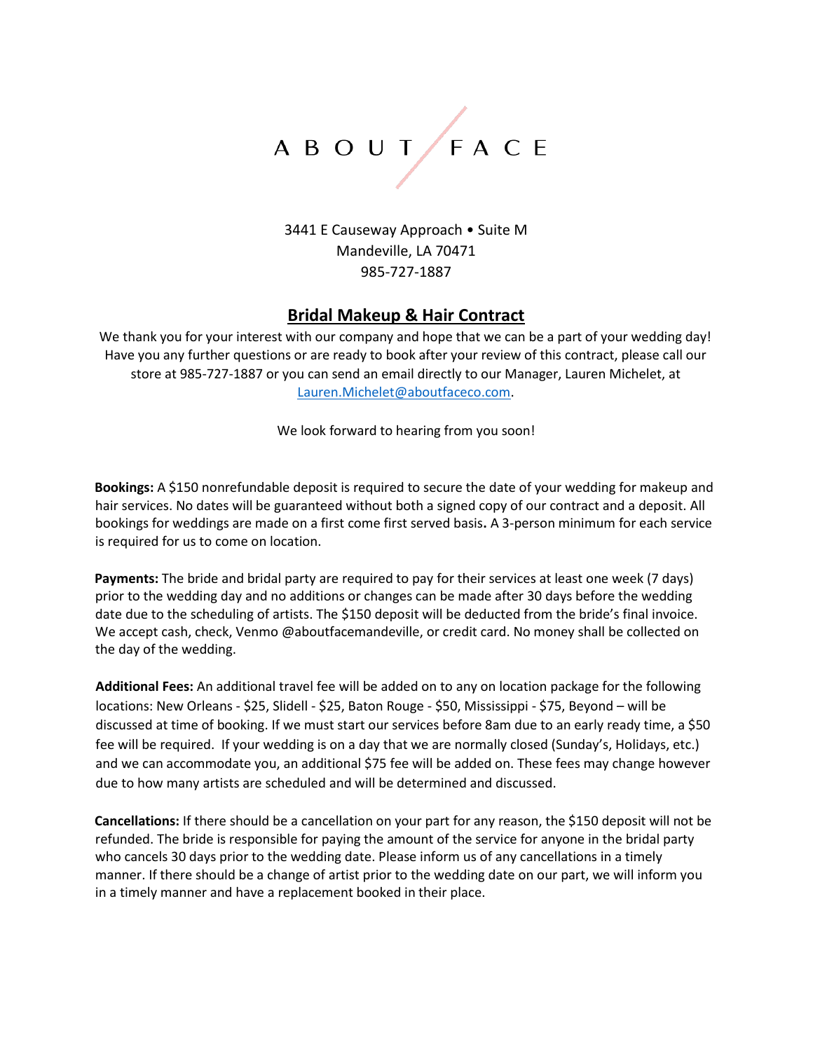ABOUT FACE

3441 E Causeway Approach • Suite M
Mandeville, LA 70471
985-727-1887

## Bridal Makeup & Hair Contract

We thank you for your interest with our company and hope that we can be a part of your wedding day! Have you any further questions or are ready to book after your review of this contract, please call our store at 985-727-1887 or you can send an email directly to our Manager, Lauren Michelet, at Lauren.Michelet@aboutfaceco.com.

We look forward to hearing from you soon!

**Bookings:** A $150 nonrefundable deposit is required to secure the date of your wedding for makeup and hair services. No dates will be guaranteed without both a signed copy of our contract and a deposit. All bookings for weddings are made on a first come first served basis**.** A 3-person minimum for each service is required for us to come on location.

**Payments:** The bride and bridal party are required to pay for their services at least one week (7 days) prior to the wedding day and no additions or changes can be made after 30 days before the wedding date due to the scheduling of artists. The $150 deposit will be deducted from the bride's final invoice. We accept cash, check, Venmo @aboutfacemandeville, or credit card. No money shall be collected on the day of the wedding.

**Additional Fees:** An additional travel fee will be added on to any on location package for the following locations: New Orleans - $25, Slidell - $25, Baton Rouge - $50, Mississippi - $75, Beyond – will be discussed at time of booking. If we must start our services before 8am due to an early ready time, a $50 fee will be required. If your wedding is on a day that we are normally closed (Sunday's, Holidays, etc.) and we can accommodate you, an additional $75 fee will be added on. These fees may change however due to how many artists are scheduled and will be determined and discussed.

**Cancellations:** If there should be a cancellation on your part for any reason, the $150 deposit will not be refunded. The bride is responsible for paying the amount of the service for anyone in the bridal party who cancels 30 days prior to the wedding date. Please inform us of any cancellations in a timely manner. If there should be a change of artist prior to the wedding date on our part, we will inform you in a timely manner and have a replacement booked in their place.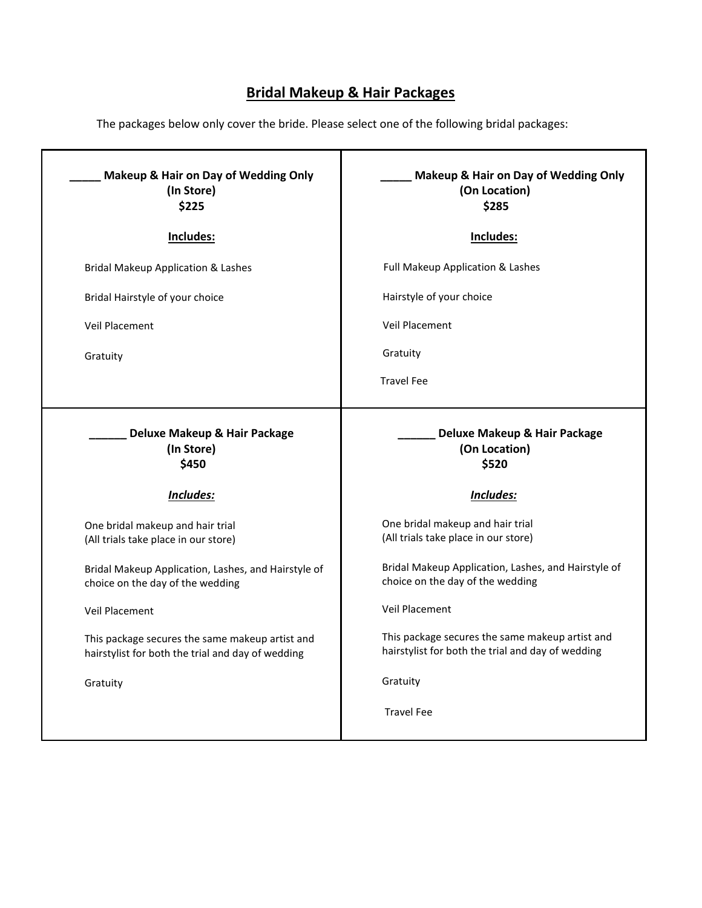# Bridal Makeup & Hair Packages

The packages below only cover the bride. Please select one of the following bridal packages:

| **_____ Makeup & Hair on Day of Wedding Only (In Store) $225** | **_____ Makeup & Hair on Day of Wedding Only (On Location) $285** |
|---|---|
| **Includes:**<br><br>Bridal Makeup Application & Lashes<br><br>Bridal Hairstyle of your choice<br><br>Veil Placement<br><br>Gratuity | **Includes:**<br><br>Full Makeup Application & Lashes<br><br>Hairstyle of your choice<br><br>Veil Placement<br><br>Gratuity<br><br>Travel Fee |
| **______ Deluxe Makeup & Hair Package (In Store) $450**<br><br>***Includes:***<br><br>One bridal makeup and hair trial (All trials take place in our store)<br><br>Bridal Makeup Application, Lashes, and Hairstyle of choice on the day of the wedding<br><br>Veil Placement<br><br>This package secures the same makeup artist and hairstylist for both the trial and day of wedding<br><br>Gratuity | **______ Deluxe Makeup & Hair Package (On Location) $520**<br><br>***Includes:***<br><br>One bridal makeup and hair trial (All trials take place in our store)<br><br>Bridal Makeup Application, Lashes, and Hairstyle of choice on the day of the wedding<br><br>Veil Placement<br><br>This package secures the same makeup artist and hairstylist for both the trial and day of wedding<br><br>Gratuity<br><br>Travel Fee |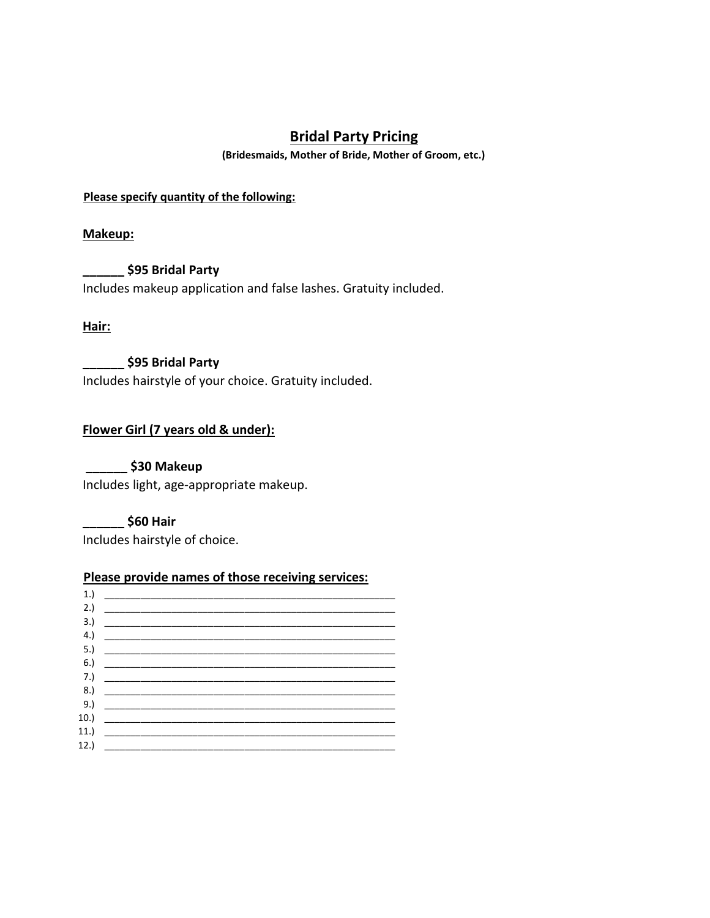# Bridal Party Pricing

**(Bridesmaids, Mother of Bride, Mother of Groom, etc.)**

**Please specify quantity of the following:**

## Makeup:

**______ $95 Bridal Party**
Includes makeup application and false lashes. Gratuity included.

## Hair:

**______ $95 Bridal Party**
Includes hairstyle of your choice. Gratuity included.

## Flower Girl (7 years old & under):

**______ $30 Makeup**
Includes light, age-appropriate makeup.

**______ $60 Hair**
Includes hairstyle of choice.

**Please provide names of those receiving services:**

1.) ____________________________________________________
2.) ____________________________________________________
3.) ____________________________________________________
4.) ____________________________________________________
5.) ____________________________________________________
6.) ____________________________________________________
7.) ____________________________________________________
8.) ____________________________________________________
9.) ____________________________________________________
10.) ____________________________________________________
11.) ____________________________________________________
12.) ____________________________________________________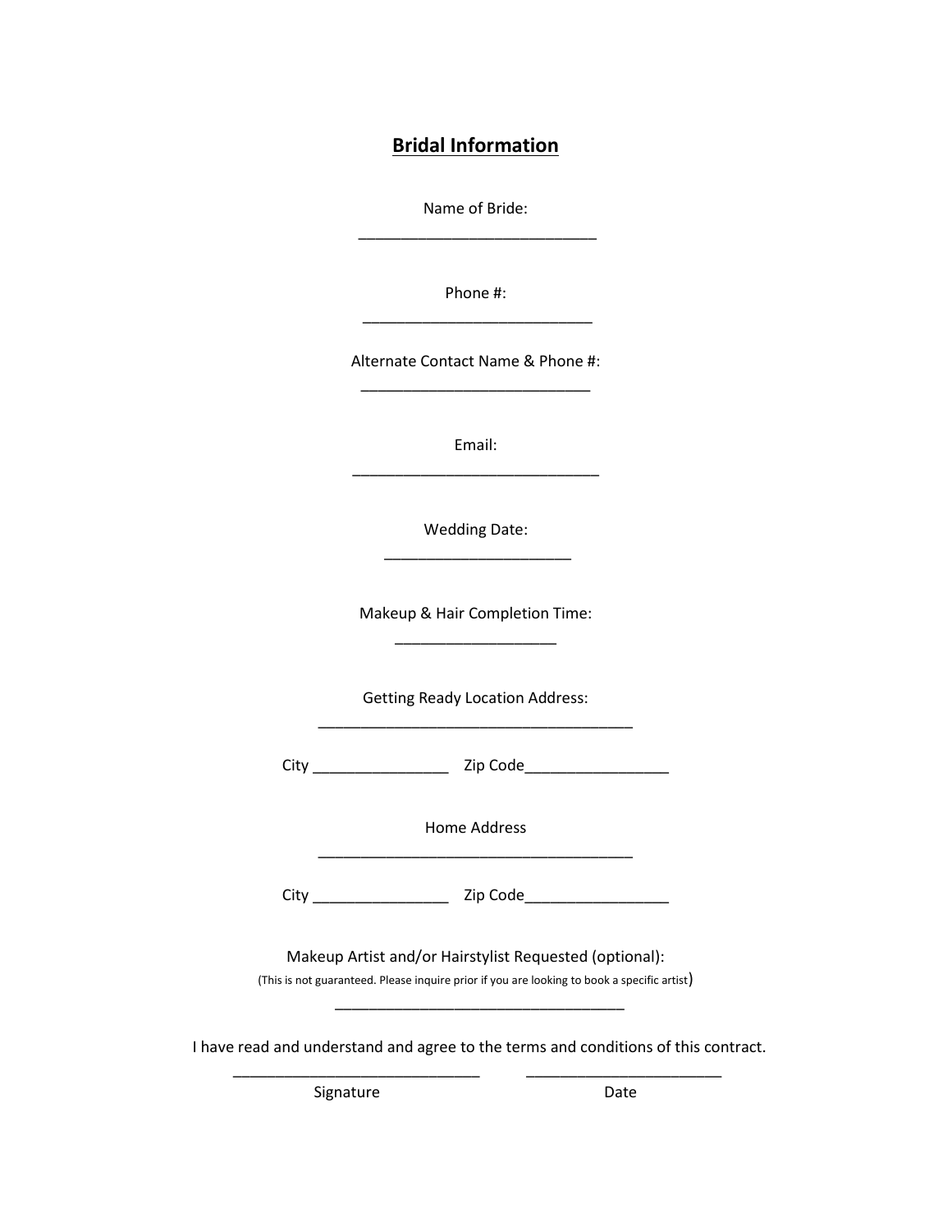# Bridal Information

Name of Bride:
____________________________

Phone #:
___________________________

Alternate Contact Name & Phone #:
___________________________

Email:
_____________________________

Wedding Date:
______________________

Makeup & Hair Completion Time:
___________________

Getting Ready Location Address:
_____________________________________

City ________________ Zip Code_________________

Home Address
_____________________________________

City ________________ Zip Code_________________

Makeup Artist and/or Hairstylist Requested (optional):
(This is not guaranteed. Please inquire prior if you are looking to book a specific artist)
__________________________________

I have read and understand and agree to the terms and conditions of this contract.

_____________________________ _______________________
Signature Date